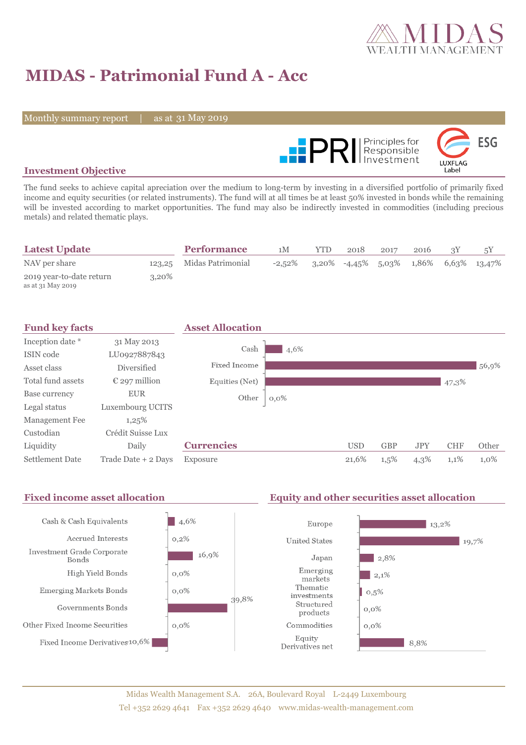# MIDAS - Patrimonial Fund A - Acc

Monthly summary report | as at 31 May 2019

## Investment Objective

The fund seeks to achieve capital apreciation over the medium to long-term by investing in a diversified portfolio of primarily fixed income and equity securities (or related instruments). The fund will at all times be at least 50% invested in bonds while the remaining will be invested according to market opportunities. The fund may also be indirectly invested in commodities (including precious metals) and related thematic plays.

## Latest Update

| | |
|---|---|
| NAV per share | 123,25 |
| 2019 year-to-date return<br>as at 31 May 2019 | 3,20% |

## Performance

| | 1M | YTD | 2018 | 2017 | 2016 | 3Y | 5Y |
|---|---|---|---|---|---|---|---|
| Midas Patrimonial | -2,52% | 3,20% | -4,45% | 5,03% | 1,86% | 6,63% | 13,47% |

## Fund key facts

| | |
|---|---|
| Inception date * | 31 May 2013 |
| ISIN code | LU0927887843 |
| Asset class | Diversified |
| Total fund assets | € 297 million |
| Base currency | EUR |
| Legal status | Luxembourg UCITS |
| Management Fee | 1,25% |
| Custodian | Crédit Suisse Lux |
| Liquidity | Daily |
| Settlement Date | Trade Date + 2 Days |

## Asset Allocation

| | |
|---|---|
| Cash | 4,6% |
| Fixed Income | 56,9% |
| Equities (Net) | 47,3% |
| Other | 0,0% |

## Currencies

| | USD | GBP | JPY | CHF | Other |
|---|---|---|---|---|---|
| Exposure | 21,6% | 1,5% | 4,3% | 1,1% | 1,0% |

## Fixed income asset allocation

| | |
|---|---|
| Cash & Cash Equivalents | 4,6% |
| Accrued Interests | 0,2% |
| Investment Grade Corporate Bonds | 16,9% |
| High Yield Bonds | 0,0% |
| Emerging Markets Bonds | 0,0% |
| Governments Bonds | 39,8% |
| Other Fixed Income Securities | 0,0% |
| Fixed Income Derivatives | -10,6% |

## Equity and other securities asset allocation

| | |
|---|---|
| Europe | 13,2% |
| United States | 19,7% |
| Japan | 2,8% |
| Emerging markets | 2,1% |
| Thematic investments | 0,5% |
| Structured products | 0,0% |
| Commodities | 0,0% |
| Equity Derivatives net | 8,8% |

Midas Wealth Management S.A. 26A, Boulevard Royal L-2449 Luxembourg
Tel +352 2629 4641 Fax +352 2629 4640 www.midas-wealth-management.com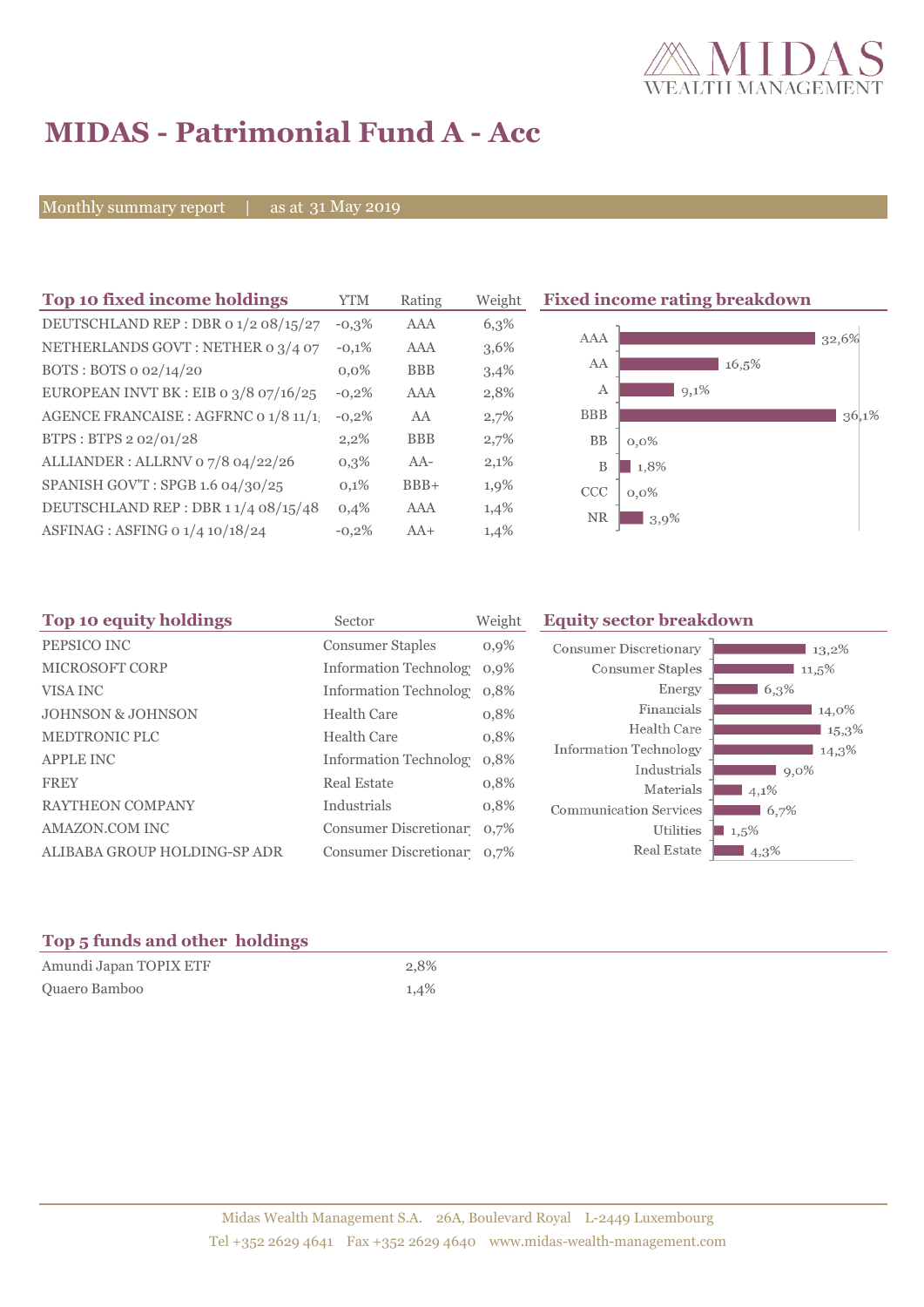# MIDAS - Patrimonial Fund A - Acc

Monthly summary report | as at 31 May 2019

## Top 10 fixed income holdings

| Top 10 fixed income holdings | YTM | Rating | Weight |
|---|---|---|---|
| DEUTSCHLAND REP : DBR 0 1/2 08/15/27 | -0,3% | AAA | 6,3% |
| NETHERLANDS GOVT : NETHER 0 3/4 07 | -0,1% | AAA | 3,6% |
| BOTS : BOTS 0 02/14/20 | 0,0% | BBB | 3,4% |
| EUROPEAN INVT BK : EIB 0 3/8 07/16/25 | -0,2% | AAA | 2,8% |
| AGENCE FRANCAISE : AGFRNC 0 1/8 11/1 | -0,2% | AA | 2,7% |
| BTPS : BTPS 2 02/01/28 | 2,2% | BBB | 2,7% |
| ALLIANDER : ALLRNV 0 7/8 04/22/26 | 0,3% | AA- | 2,1% |
| SPANISH GOV'T : SPGB 1.6 04/30/25 | 0,1% | BBB+ | 1,9% |
| DEUTSCHLAND REP : DBR 1 1/4 08/15/48 | 0,4% | AAA | 1,4% |
| ASFINAG : ASFING 0 1/4 10/18/24 | -0,2% | AA+ | 1,4% |

## Fixed income rating breakdown

| Rating | Weight |
|---|---|
| AAA | 32,6% |
| AA | 16,5% |
| A | 9,1% |
| BBB | 36,1% |
| BB | 0,0% |
| B | 1,8% |
| CCC | 0,0% |
| NR | 3,9% |

## Top 10 equity holdings

| Top 10 equity holdings | Sector | Weight |
|---|---|---|
| PEPSICO INC | Consumer Staples | 0,9% |
| MICROSOFT CORP | Information Technolog | 0,9% |
| VISA INC | Information Technolog | 0,8% |
| JOHNSON & JOHNSON | Health Care | 0,8% |
| MEDTRONIC PLC | Health Care | 0,8% |
| APPLE INC | Information Technolog | 0,8% |
| FREY | Real Estate | 0,8% |
| RAYTHEON COMPANY | Industrials | 0,8% |
| AMAZON.COM INC | Consumer Discretionar | 0,7% |
| ALIBABA GROUP HOLDING-SP ADR | Consumer Discretionar | 0,7% |

## Equity sector breakdown

| Sector | Weight |
|---|---|
| Consumer Discretionary | 13,2% |
| Consumer Staples | 11,5% |
| Energy | 6,3% |
| Financials | 14,0% |
| Health Care | 15,3% |
| Information Technology | 14,3% |
| Industrials | 9,0% |
| Materials | 4,1% |
| Communication Services | 6,7% |
| Utilities | 1,5% |
| Real Estate | 4,3% |

## Top 5 funds and other holdings

| Top 5 funds and other holdings | Weight |
|---|---|
| Amundi Japan TOPIX ETF | 2,8% |
| Quaero Bamboo | 1,4% |

Midas Wealth Management S.A. 26A, Boulevard Royal L-2449 Luxembourg
Tel +352 2629 4641 Fax +352 2629 4640 www.midas-wealth-management.com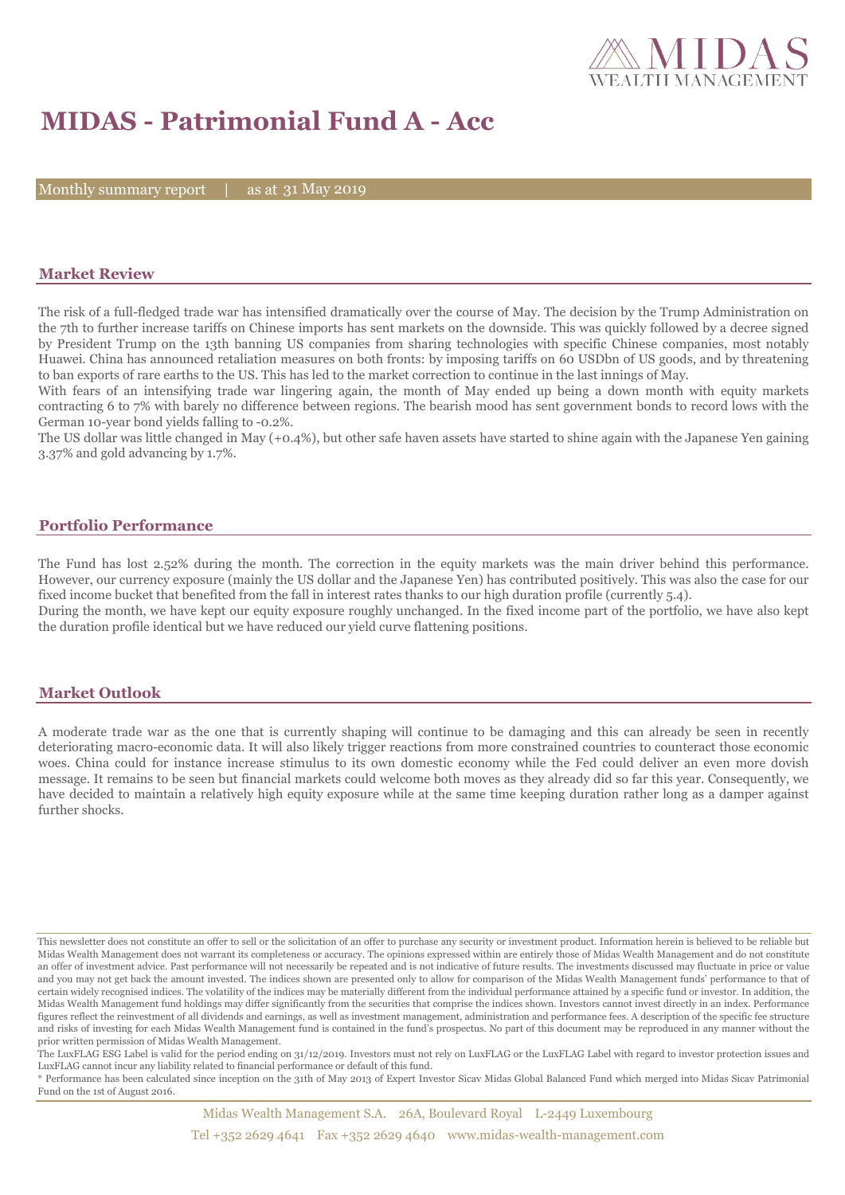# MIDAS - Patrimonial Fund A - Acc

Monthly summary report | as at 31 May 2019

## Market Review

The risk of a full-fledged trade war has intensified dramatically over the course of May. The decision by the Trump Administration on the 7th to further increase tariffs on Chinese imports has sent markets on the downside. This was quickly followed by a decree signed by President Trump on the 13th banning US companies from sharing technologies with specific Chinese companies, most notably Huawei. China has announced retaliation measures on both fronts: by imposing tariffs on 60 USDbn of US goods, and by threatening to ban exports of rare earths to the US. This has led to the market correction to continue in the last innings of May.
With fears of an intensifying trade war lingering again, the month of May ended up being a down month with equity markets contracting 6 to 7% with barely no difference between regions. The bearish mood has sent government bonds to record lows with the German 10-year bond yields falling to -0.2%.
The US dollar was little changed in May (+0.4%), but other safe haven assets have started to shine again with the Japanese Yen gaining 3.37% and gold advancing by 1.7%.

## Portfolio Performance

The Fund has lost 2.52% during the month. The correction in the equity markets was the main driver behind this performance. However, our currency exposure (mainly the US dollar and the Japanese Yen) has contributed positively. This was also the case for our fixed income bucket that benefited from the fall in interest rates thanks to our high duration profile (currently 5.4).
During the month, we have kept our equity exposure roughly unchanged. In the fixed income part of the portfolio, we have also kept the duration profile identical but we have reduced our yield curve flattening positions.

## Market Outlook

A moderate trade war as the one that is currently shaping will continue to be damaging and this can already be seen in recently deteriorating macro-economic data. It will also likely trigger reactions from more constrained countries to counteract those economic woes. China could for instance increase stimulus to its own domestic economy while the Fed could deliver an even more dovish message. It remains to be seen but financial markets could welcome both moves as they already did so far this year. Consequently, we have decided to maintain a relatively high equity exposure while at the same time keeping duration rather long as a damper against further shocks.

This newsletter does not constitute an offer to sell or the solicitation of an offer to purchase any security or investment product. Information herein is believed to be reliable but Midas Wealth Management does not warrant its completeness or accuracy. The opinions expressed within are entirely those of Midas Wealth Management and do not constitute an offer of investment advice. Past performance will not necessarily be repeated and is not indicative of future results. The investments discussed may fluctuate in price or value and you may not get back the amount invested. The indices shown are presented only to allow for comparison of the Midas Wealth Management funds' performance to that of certain widely recognised indices. The volatility of the indices may be materially different from the individual performance attained by a specific fund or investor. In addition, the Midas Wealth Management fund holdings may differ significantly from the securities that comprise the indices shown. Investors cannot invest directly in an index. Performance figures reflect the reinvestment of all dividends and earnings, as well as investment management, administration and performance fees. A description of the specific fee structure and risks of investing for each Midas Wealth Management fund is contained in the fund's prospectus. No part of this document may be reproduced in any manner without the prior written permission of Midas Wealth Management.
The LuxFLAG ESG Label is valid for the period ending on 31/12/2019. Investors must not rely on LuxFLAG or the LuxFLAG Label with regard to investor protection issues and LuxFLAG cannot incur any liability related to financial performance or default of this fund.
\* Performance has been calculated since inception on the 31th of May 2013 of Expert Investor Sicav Midas Global Balanced Fund which merged into Midas Sicav Patrimonial Fund on the 1st of August 2016.

Midas Wealth Management S.A. 26A, Boulevard Royal L-2449 Luxembourg
Tel +352 2629 4641 Fax +352 2629 4640 www.midas-wealth-management.com